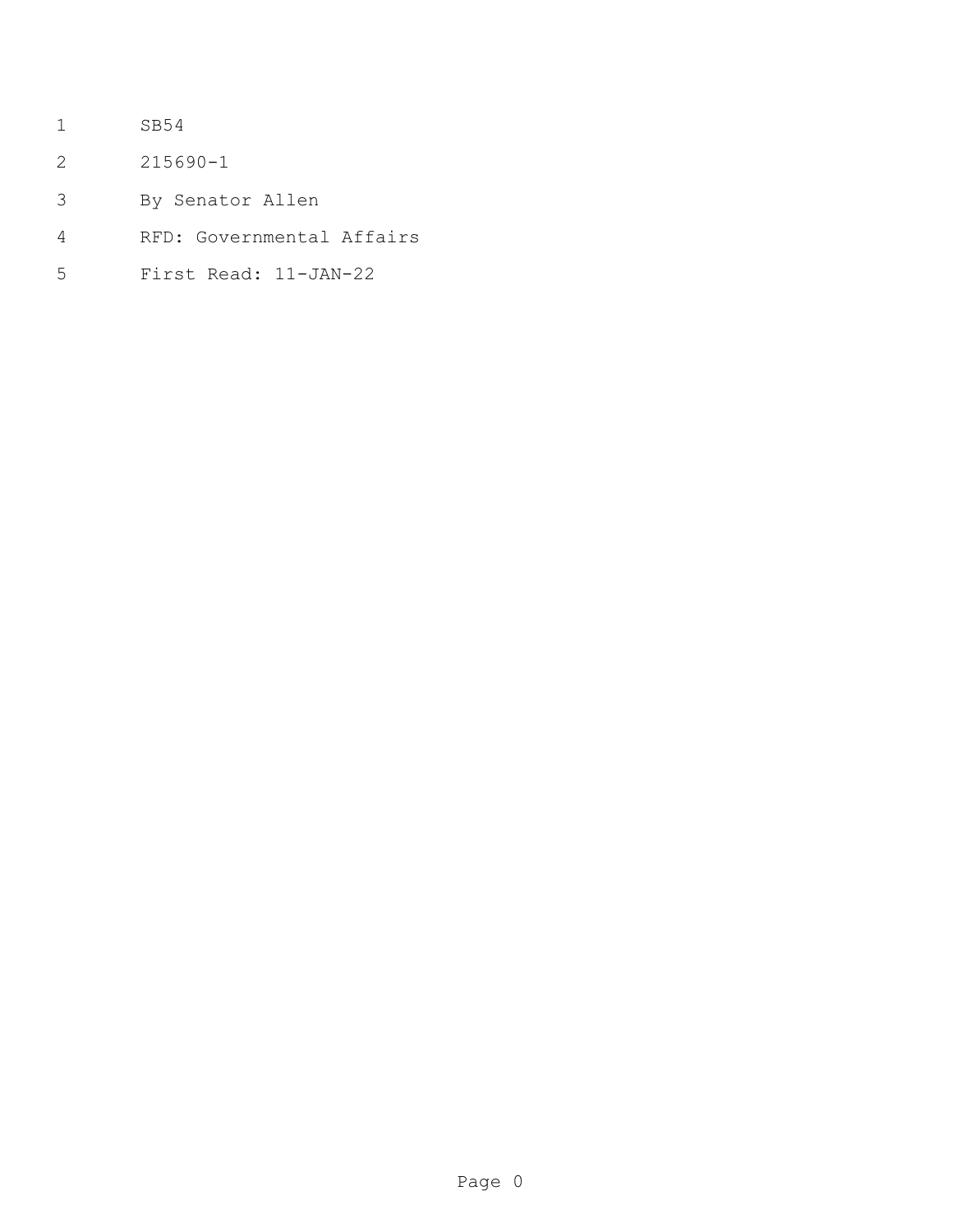SB54

215690-1

By Senator Allen

RFD: Governmental Affairs

First Read: 11-JAN-22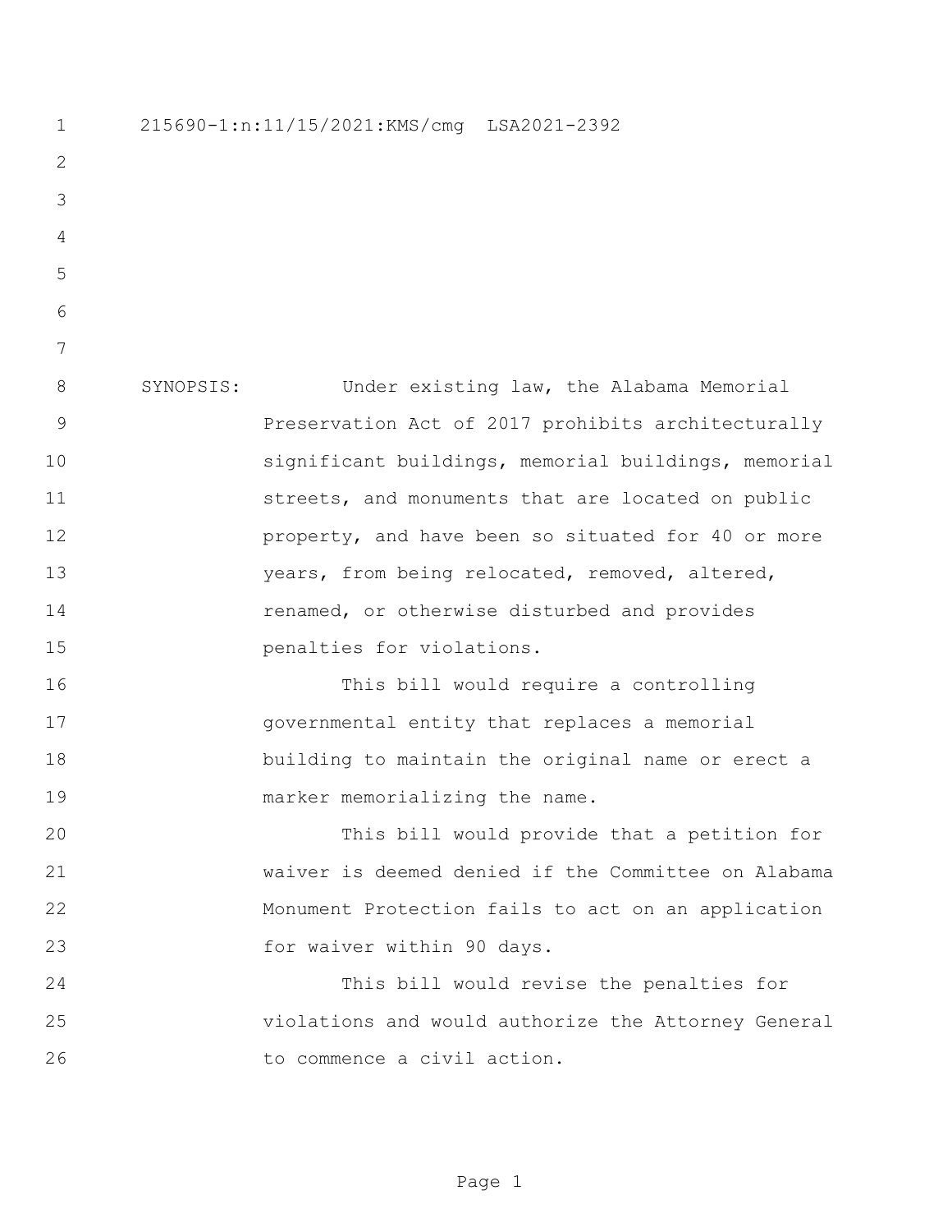215690-1:n:11/15/2021:KMS/cmg LSA2021-2392

SYNOPSIS: Under existing law, the Alabama Memorial Preservation Act of 2017 prohibits architecturally significant buildings, memorial buildings, memorial streets, and monuments that are located on public property, and have been so situated for 40 or more years, from being relocated, removed, altered, renamed, or otherwise disturbed and provides penalties for violations.

This bill would require a controlling governmental entity that replaces a memorial building to maintain the original name or erect a marker memorializing the name.

This bill would provide that a petition for waiver is deemed denied if the Committee on Alabama Monument Protection fails to act on an application for waiver within 90 days.

This bill would revise the penalties for violations and would authorize the Attorney General to commence a civil action.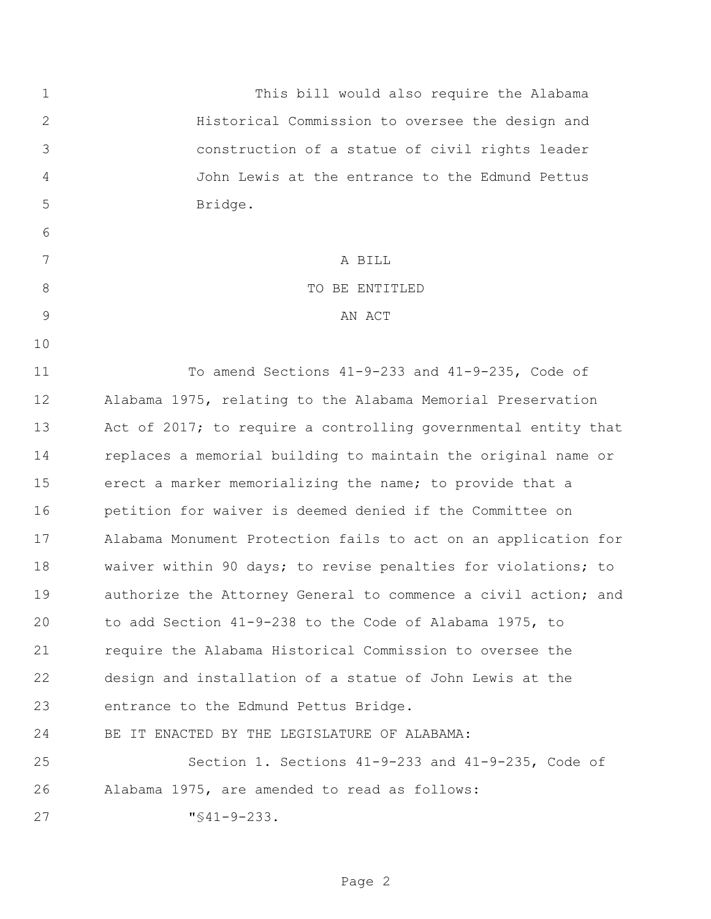This bill would also require the Alabama Historical Commission to oversee the design and construction of a statue of civil rights leader John Lewis at the entrance to the Edmund Pettus Bridge.

A BILL

TO BE ENTITLED

AN ACT

To amend Sections 41-9-233 and 41-9-235, Code of Alabama 1975, relating to the Alabama Memorial Preservation Act of 2017; to require a controlling governmental entity that replaces a memorial building to maintain the original name or erect a marker memorializing the name; to provide that a petition for waiver is deemed denied if the Committee on Alabama Monument Protection fails to act on an application for waiver within 90 days; to revise penalties for violations; to authorize the Attorney General to commence a civil action; and to add Section 41-9-238 to the Code of Alabama 1975, to require the Alabama Historical Commission to oversee the design and installation of a statue of John Lewis at the entrance to the Edmund Pettus Bridge.

BE IT ENACTED BY THE LEGISLATURE OF ALABAMA:

Section 1. Sections 41-9-233 and 41-9-235, Code of Alabama 1975, are amended to read as follows:

"§41-9-233.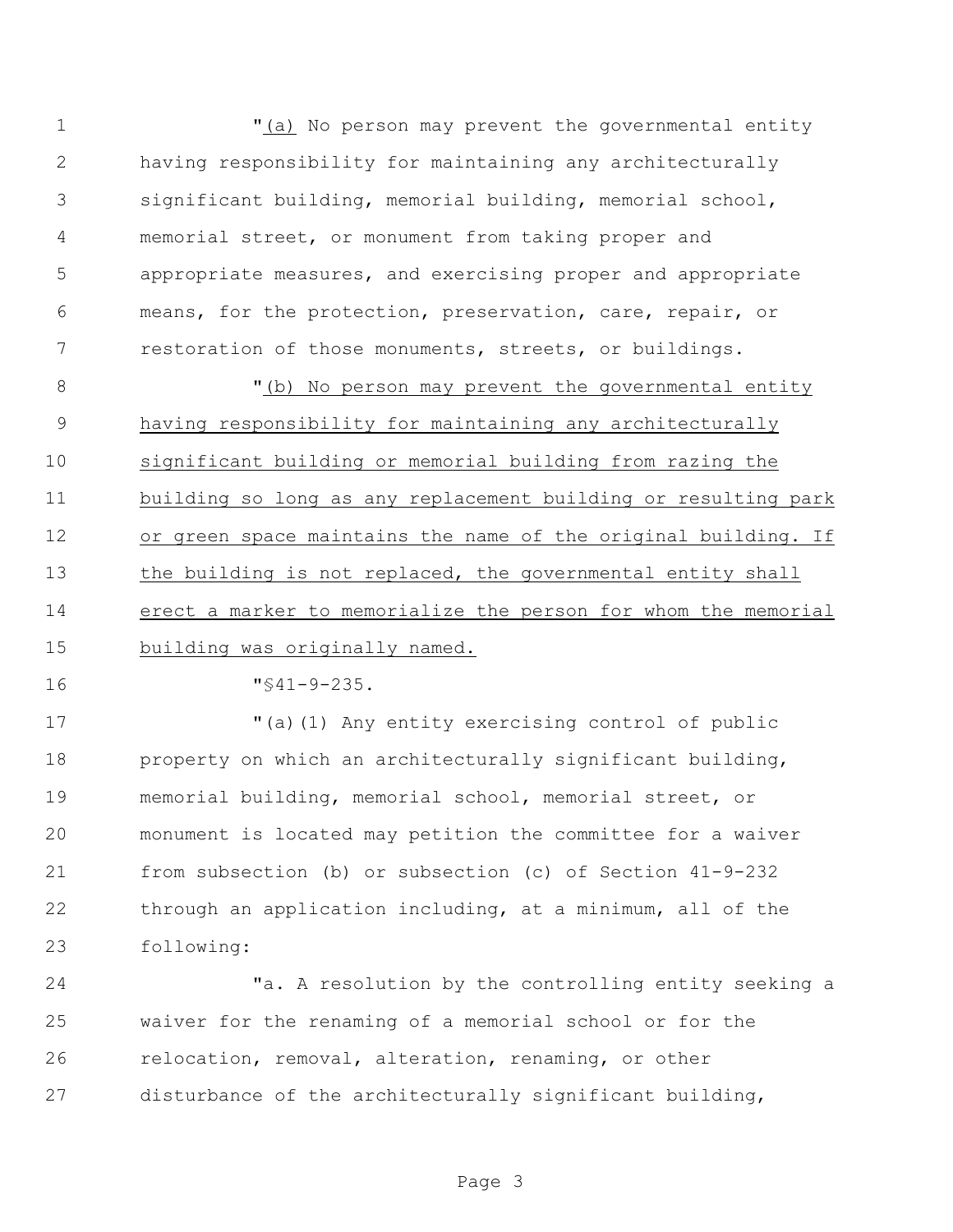"(a) No person may prevent the governmental entity having responsibility for maintaining any architecturally significant building, memorial building, memorial school, memorial street, or monument from taking proper and appropriate measures, and exercising proper and appropriate means, for the protection, preservation, care, repair, or restoration of those monuments, streets, or buildings.

"(b) No person may prevent the governmental entity having responsibility for maintaining any architecturally significant building or memorial building from razing the building so long as any replacement building or resulting park or green space maintains the name of the original building. If the building is not replaced, the governmental entity shall erect a marker to memorialize the person for whom the memorial building was originally named.

"§41-9-235.

"(a)(1) Any entity exercising control of public property on which an architecturally significant building, memorial building, memorial school, memorial street, or monument is located may petition the committee for a waiver from subsection (b) or subsection (c) of Section 41-9-232 through an application including, at a minimum, all of the following:

"a. A resolution by the controlling entity seeking a waiver for the renaming of a memorial school or for the relocation, removal, alteration, renaming, or other disturbance of the architecturally significant building,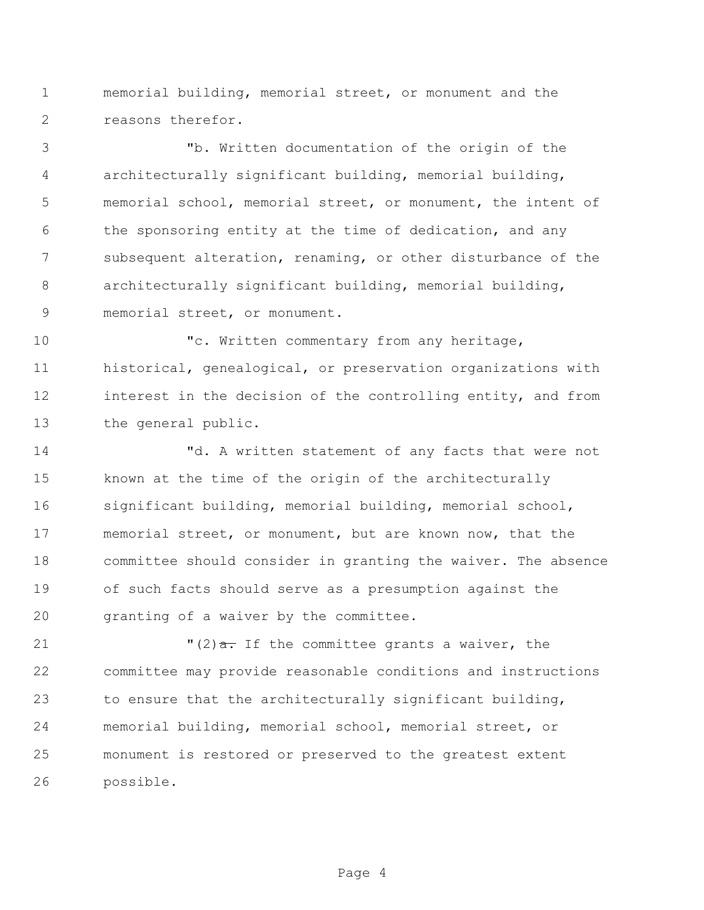memorial building, memorial street, or monument and the reasons therefor.

"b. Written documentation of the origin of the architecturally significant building, memorial building, memorial school, memorial street, or monument, the intent of the sponsoring entity at the time of dedication, and any subsequent alteration, renaming, or other disturbance of the architecturally significant building, memorial building, memorial street, or monument.

"c. Written commentary from any heritage, historical, genealogical, or preservation organizations with interest in the decision of the controlling entity, and from the general public.

"d. A written statement of any facts that were not known at the time of the origin of the architecturally significant building, memorial building, memorial school, memorial street, or monument, but are known now, that the committee should consider in granting the waiver. The absence of such facts should serve as a presumption against the granting of a waiver by the committee.

"(2)~~a.~~ If the committee grants a waiver, the committee may provide reasonable conditions and instructions to ensure that the architecturally significant building, memorial building, memorial school, memorial street, or monument is restored or preserved to the greatest extent possible.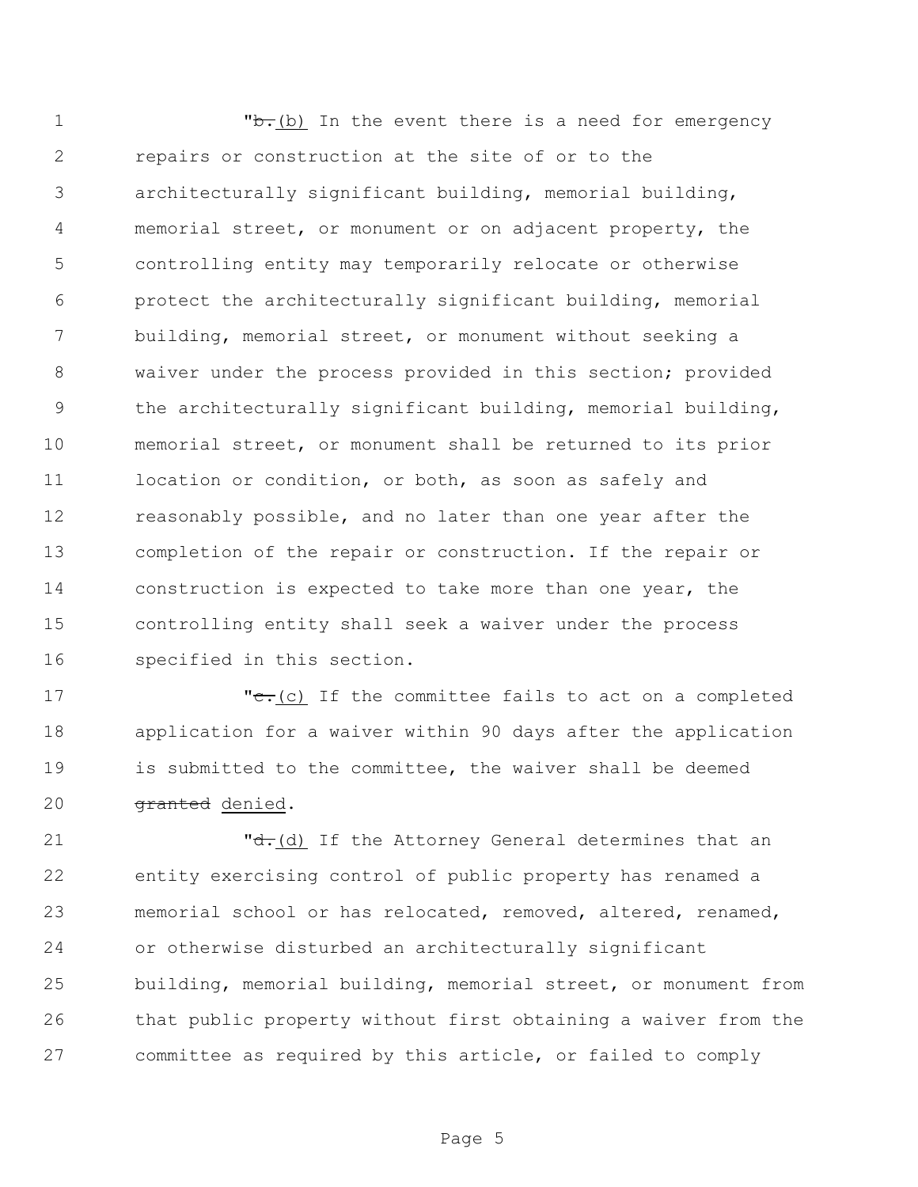"~~b.~~(b) In the event there is a need for emergency repairs or construction at the site of or to the architecturally significant building, memorial building, memorial street, or monument or on adjacent property, the controlling entity may temporarily relocate or otherwise protect the architecturally significant building, memorial building, memorial street, or monument without seeking a waiver under the process provided in this section; provided the architecturally significant building, memorial building, memorial street, or monument shall be returned to its prior location or condition, or both, as soon as safely and reasonably possible, and no later than one year after the completion of the repair or construction. If the repair or construction is expected to take more than one year, the controlling entity shall seek a waiver under the process specified in this section.

"~~c.~~(c) If the committee fails to act on a completed application for a waiver within 90 days after the application is submitted to the committee, the waiver shall be deemed ~~granted~~ denied.

"~~d.~~(d) If the Attorney General determines that an entity exercising control of public property has renamed a memorial school or has relocated, removed, altered, renamed, or otherwise disturbed an architecturally significant building, memorial building, memorial street, or monument from that public property without first obtaining a waiver from the committee as required by this article, or failed to comply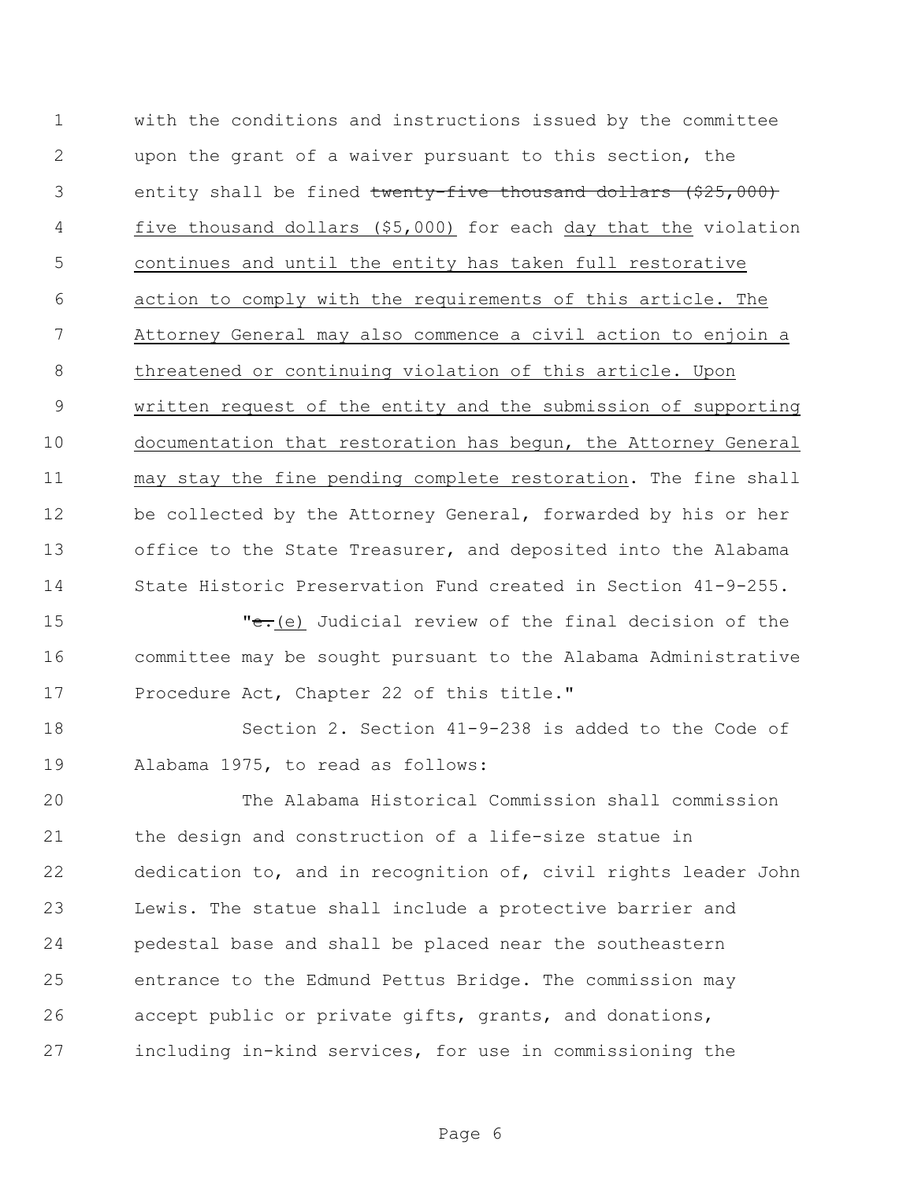with the conditions and instructions issued by the committee upon the grant of a waiver pursuant to this section, the entity shall be fined ~~twenty-five thousand dollars ($25,000)~~ <u>five thousand dollars ($5,000)</u> for each <u>day that the</u> violation <u>continues and until the entity has taken full restorative action to comply with the requirements of this article. The Attorney General may also commence a civil action to enjoin a threatened or continuing violation of this article. Upon written request of the entity and the submission of supporting documentation that restoration has begun, the Attorney General may stay the fine pending complete restoration</u>. The fine shall be collected by the Attorney General, forwarded by his or her office to the State Treasurer, and deposited into the Alabama State Historic Preservation Fund created in Section 41-9-255.

"~~e.~~<u>(e)</u> Judicial review of the final decision of the committee may be sought pursuant to the Alabama Administrative Procedure Act, Chapter 22 of this title."

Section 2. Section 41-9-238 is added to the Code of Alabama 1975, to read as follows:

The Alabama Historical Commission shall commission the design and construction of a life-size statue in dedication to, and in recognition of, civil rights leader John Lewis. The statue shall include a protective barrier and pedestal base and shall be placed near the southeastern entrance to the Edmund Pettus Bridge. The commission may accept public or private gifts, grants, and donations, including in-kind services, for use in commissioning the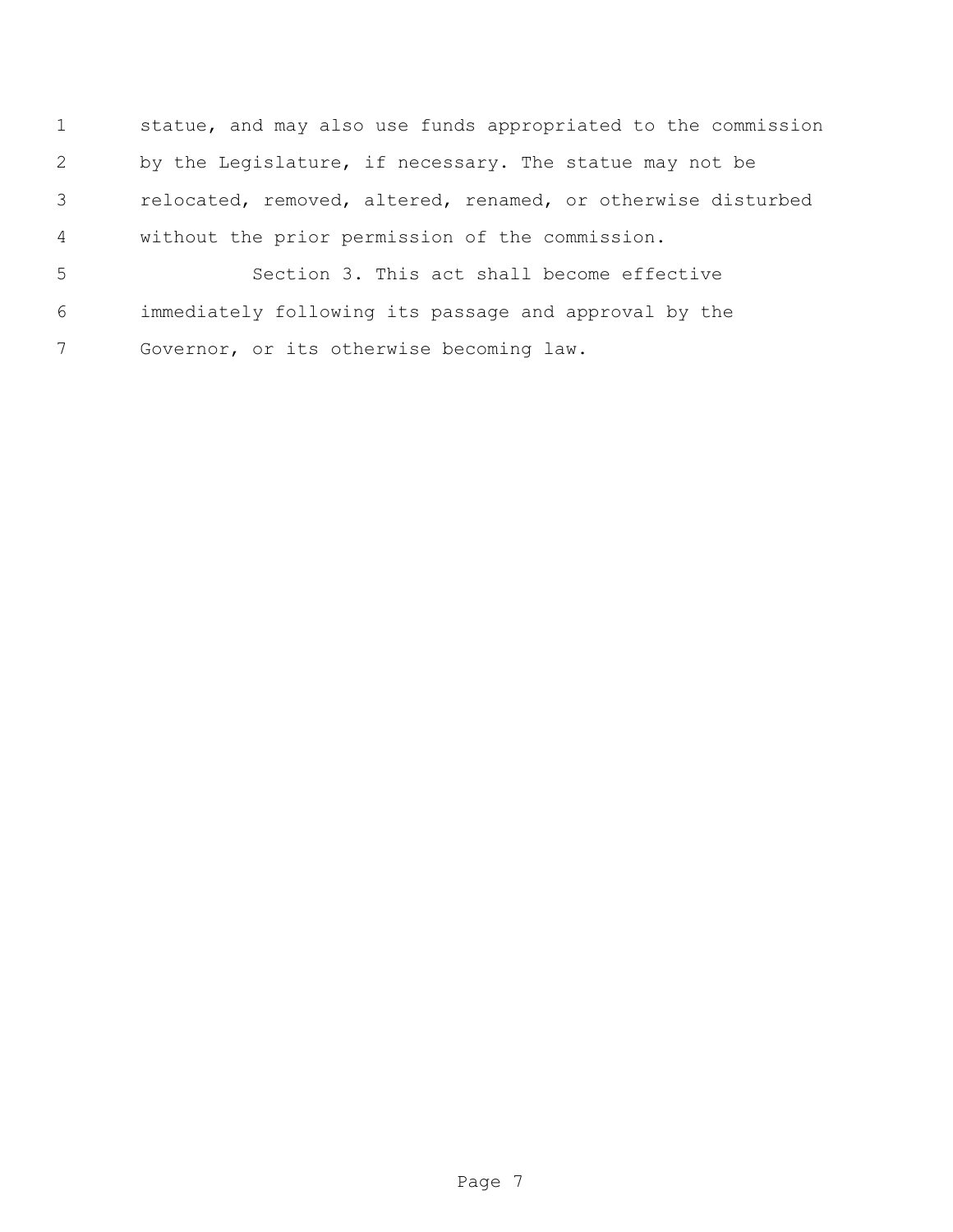statue, and may also use funds appropriated to the commission by the Legislature, if necessary. The statue may not be relocated, removed, altered, renamed, or otherwise disturbed without the prior permission of the commission.

Section 3. This act shall become effective immediately following its passage and approval by the Governor, or its otherwise becoming law.